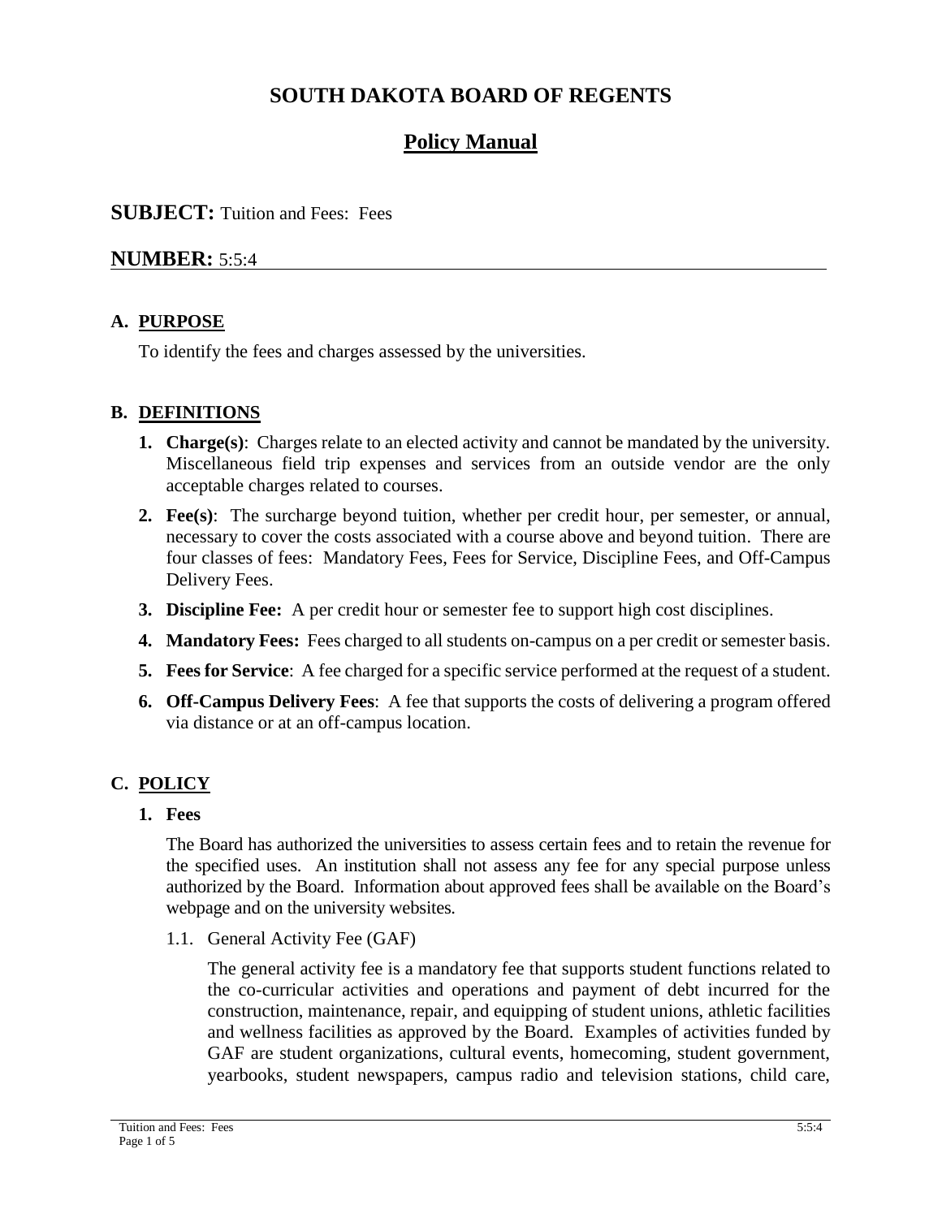# SOUTH DAKOTA BOARD OF REGENTS

## Policy Manual

**SUBJECT:** Tuition and Fees: Fees

**NUMBER:** 5:5:4

### A. PURPOSE

To identify the fees and charges assessed by the universities.

### B. DEFINITIONS

1. **Charge(s)**: Charges relate to an elected activity and cannot be mandated by the university. Miscellaneous field trip expenses and services from an outside vendor are the only acceptable charges related to courses.
2. **Fee(s)**: The surcharge beyond tuition, whether per credit hour, per semester, or annual, necessary to cover the costs associated with a course above and beyond tuition. There are four classes of fees: Mandatory Fees, Fees for Service, Discipline Fees, and Off-Campus Delivery Fees.
3. **Discipline Fee:** A per credit hour or semester fee to support high cost disciplines.
4. **Mandatory Fees:** Fees charged to all students on-campus on a per credit or semester basis.
5. **Fees for Service**: A fee charged for a specific service performed at the request of a student.
6. **Off-Campus Delivery Fees**: A fee that supports the costs of delivering a program offered via distance or at an off-campus location.

### C. POLICY

**1. Fees**

The Board has authorized the universities to assess certain fees and to retain the revenue for the specified uses. An institution shall not assess any fee for any special purpose unless authorized by the Board. Information about approved fees shall be available on the Board's webpage and on the university websites.

1.1. General Activity Fee (GAF)

The general activity fee is a mandatory fee that supports student functions related to the co-curricular activities and operations and payment of debt incurred for the construction, maintenance, repair, and equipping of student unions, athletic facilities and wellness facilities as approved by the Board. Examples of activities funded by GAF are student organizations, cultural events, homecoming, student government, yearbooks, student newspapers, campus radio and television stations, child care,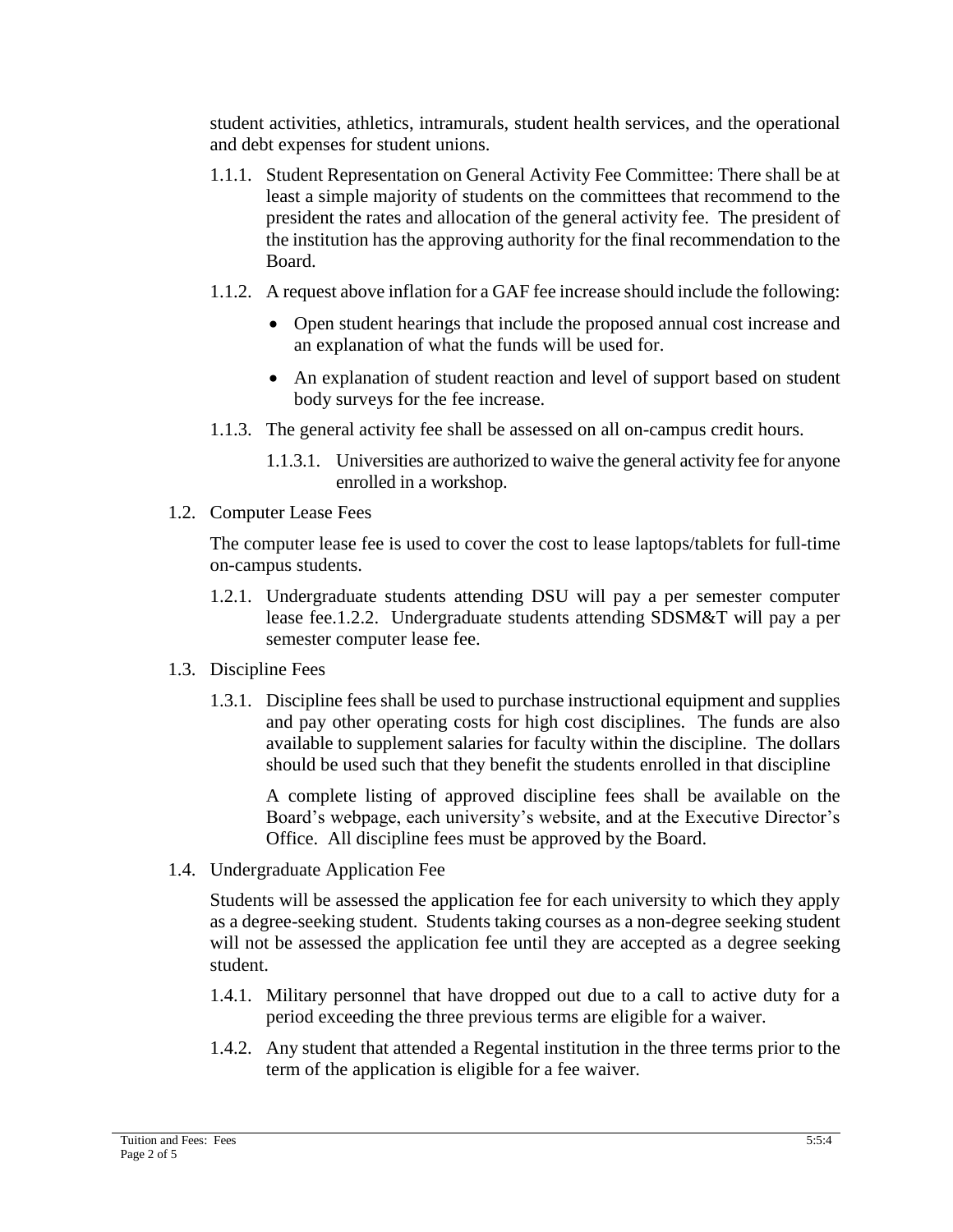student activities, athletics, intramurals, student health services, and the operational and debt expenses for student unions.

1.1.1. Student Representation on General Activity Fee Committee: There shall be at least a simple majority of students on the committees that recommend to the president the rates and allocation of the general activity fee. The president of the institution has the approving authority for the final recommendation to the Board.

1.1.2. A request above inflation for a GAF fee increase should include the following:

- Open student hearings that include the proposed annual cost increase and an explanation of what the funds will be used for.
- An explanation of student reaction and level of support based on student body surveys for the fee increase.

1.1.3. The general activity fee shall be assessed on all on-campus credit hours.

1.1.3.1. Universities are authorized to waive the general activity fee for anyone enrolled in a workshop.

1.2. Computer Lease Fees

The computer lease fee is used to cover the cost to lease laptops/tablets for full-time on-campus students.

1.2.1. Undergraduate students attending DSU will pay a per semester computer lease fee.1.2.2. Undergraduate students attending SDSM&T will pay a per semester computer lease fee.

1.3. Discipline Fees

1.3.1. Discipline fees shall be used to purchase instructional equipment and supplies and pay other operating costs for high cost disciplines. The funds are also available to supplement salaries for faculty within the discipline. The dollars should be used such that they benefit the students enrolled in that discipline

A complete listing of approved discipline fees shall be available on the Board's webpage, each university's website, and at the Executive Director's Office. All discipline fees must be approved by the Board.

1.4. Undergraduate Application Fee

Students will be assessed the application fee for each university to which they apply as a degree-seeking student. Students taking courses as a non-degree seeking student will not be assessed the application fee until they are accepted as a degree seeking student.

1.4.1. Military personnel that have dropped out due to a call to active duty for a period exceeding the three previous terms are eligible for a waiver.

1.4.2. Any student that attended a Regental institution in the three terms prior to the term of the application is eligible for a fee waiver.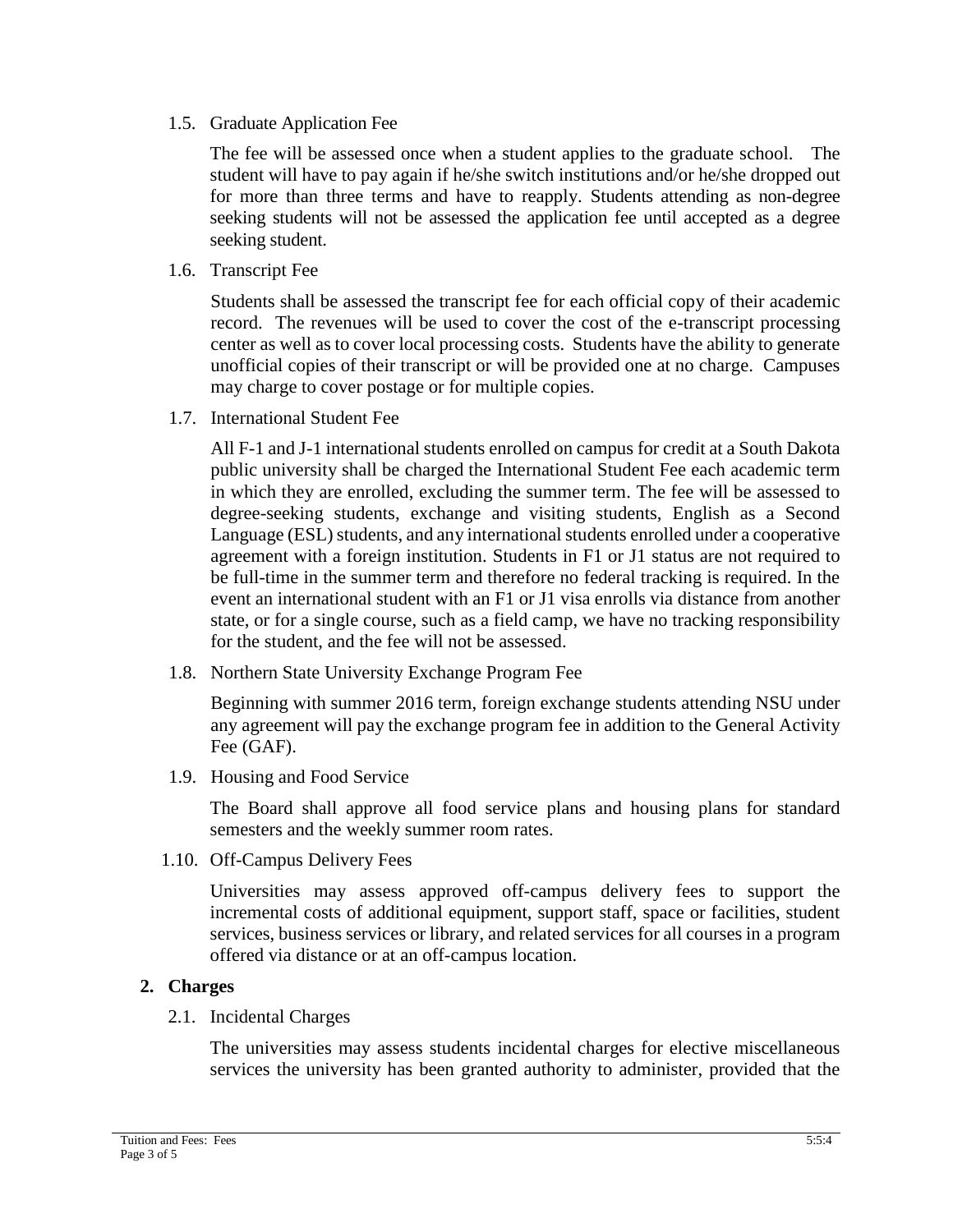1.5. Graduate Application Fee

The fee will be assessed once when a student applies to the graduate school. The student will have to pay again if he/she switch institutions and/or he/she dropped out for more than three terms and have to reapply. Students attending as non-degree seeking students will not be assessed the application fee until accepted as a degree seeking student.

1.6. Transcript Fee

Students shall be assessed the transcript fee for each official copy of their academic record. The revenues will be used to cover the cost of the e-transcript processing center as well as to cover local processing costs. Students have the ability to generate unofficial copies of their transcript or will be provided one at no charge. Campuses may charge to cover postage or for multiple copies.

1.7. International Student Fee

All F-1 and J-1 international students enrolled on campus for credit at a South Dakota public university shall be charged the International Student Fee each academic term in which they are enrolled, excluding the summer term. The fee will be assessed to degree-seeking students, exchange and visiting students, English as a Second Language (ESL) students, and any international students enrolled under a cooperative agreement with a foreign institution. Students in F1 or J1 status are not required to be full-time in the summer term and therefore no federal tracking is required. In the event an international student with an F1 or J1 visa enrolls via distance from another state, or for a single course, such as a field camp, we have no tracking responsibility for the student, and the fee will not be assessed.

1.8. Northern State University Exchange Program Fee

Beginning with summer 2016 term, foreign exchange students attending NSU under any agreement will pay the exchange program fee in addition to the General Activity Fee (GAF).

1.9. Housing and Food Service

The Board shall approve all food service plans and housing plans for standard semesters and the weekly summer room rates.

1.10. Off-Campus Delivery Fees

Universities may assess approved off-campus delivery fees to support the incremental costs of additional equipment, support staff, space or facilities, student services, business services or library, and related services for all courses in a program offered via distance or at an off-campus location.

**2. Charges**

2.1. Incidental Charges

The universities may assess students incidental charges for elective miscellaneous services the university has been granted authority to administer, provided that the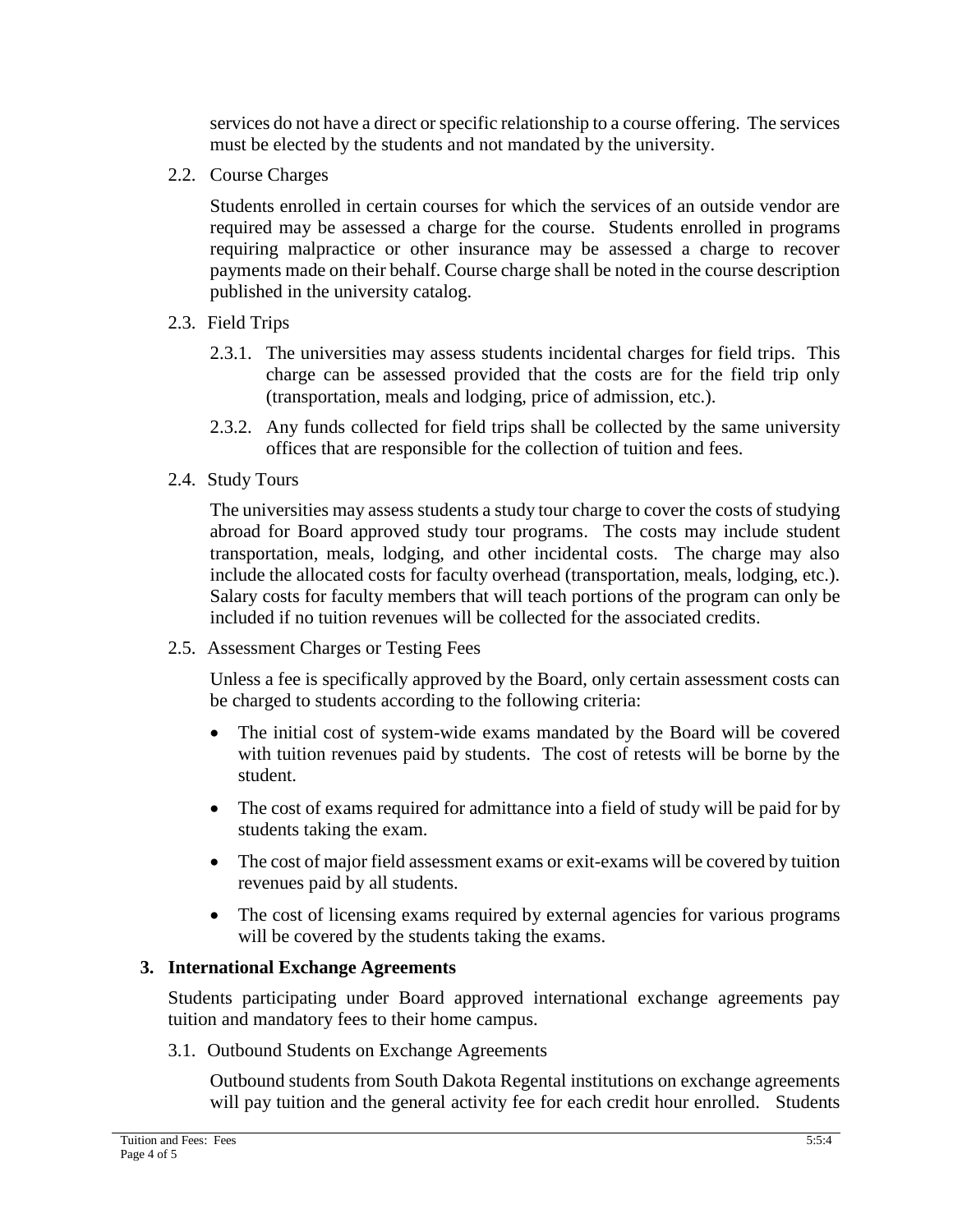services do not have a direct or specific relationship to a course offering. The services must be elected by the students and not mandated by the university.

2.2. Course Charges

Students enrolled in certain courses for which the services of an outside vendor are required may be assessed a charge for the course. Students enrolled in programs requiring malpractice or other insurance may be assessed a charge to recover payments made on their behalf. Course charge shall be noted in the course description published in the university catalog.

2.3. Field Trips

2.3.1. The universities may assess students incidental charges for field trips. This charge can be assessed provided that the costs are for the field trip only (transportation, meals and lodging, price of admission, etc.).

2.3.2. Any funds collected for field trips shall be collected by the same university offices that are responsible for the collection of tuition and fees.

2.4. Study Tours

The universities may assess students a study tour charge to cover the costs of studying abroad for Board approved study tour programs. The costs may include student transportation, meals, lodging, and other incidental costs. The charge may also include the allocated costs for faculty overhead (transportation, meals, lodging, etc.). Salary costs for faculty members that will teach portions of the program can only be included if no tuition revenues will be collected for the associated credits.

2.5. Assessment Charges or Testing Fees

Unless a fee is specifically approved by the Board, only certain assessment costs can be charged to students according to the following criteria:

- The initial cost of system-wide exams mandated by the Board will be covered with tuition revenues paid by students. The cost of retests will be borne by the student.
- The cost of exams required for admittance into a field of study will be paid for by students taking the exam.
- The cost of major field assessment exams or exit-exams will be covered by tuition revenues paid by all students.
- The cost of licensing exams required by external agencies for various programs will be covered by the students taking the exams.

**3. International Exchange Agreements**

Students participating under Board approved international exchange agreements pay tuition and mandatory fees to their home campus.

3.1. Outbound Students on Exchange Agreements

Outbound students from South Dakota Regental institutions on exchange agreements will pay tuition and the general activity fee for each credit hour enrolled. Students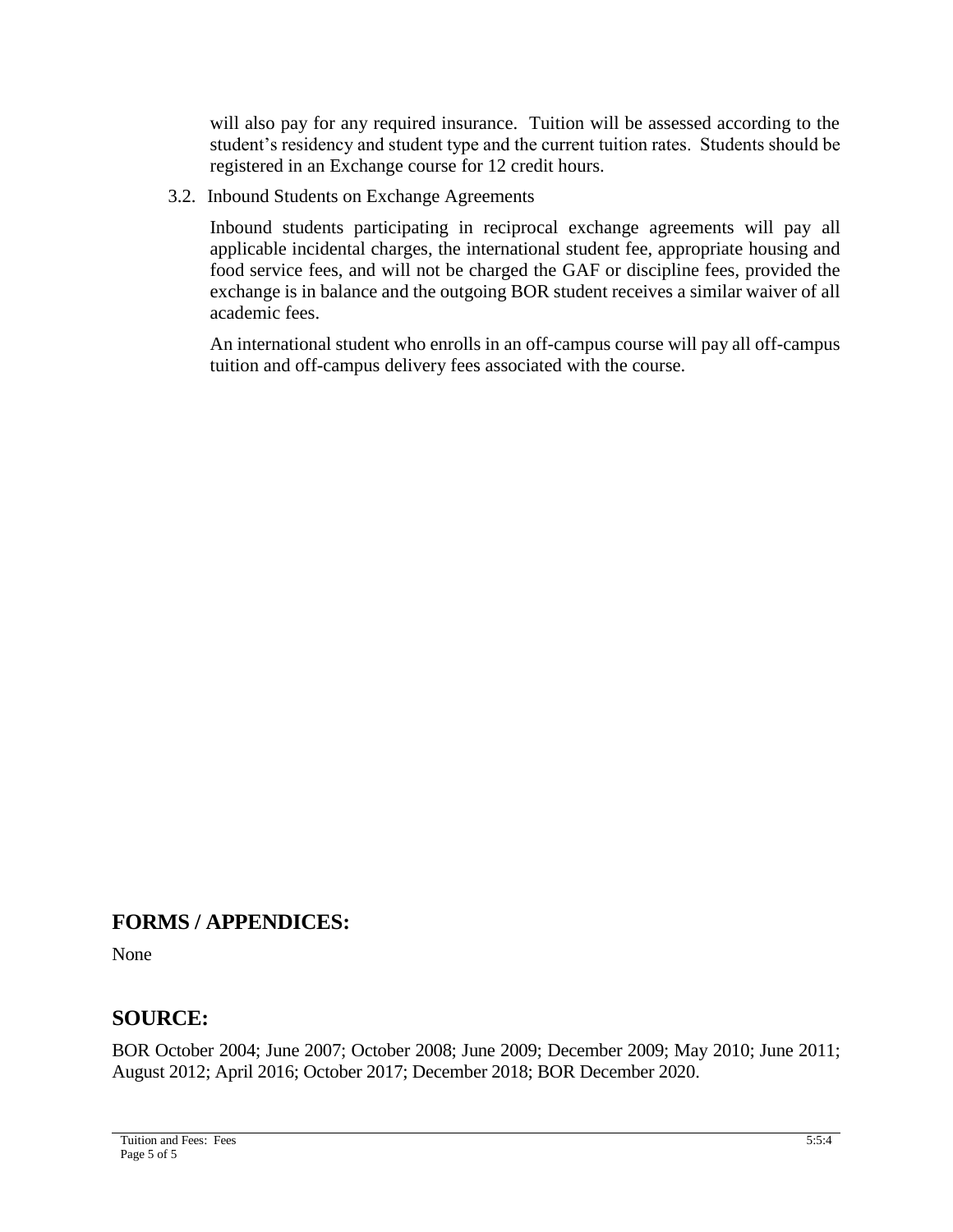will also pay for any required insurance. Tuition will be assessed according to the student's residency and student type and the current tuition rates. Students should be registered in an Exchange course for 12 credit hours.

3.2. Inbound Students on Exchange Agreements

Inbound students participating in reciprocal exchange agreements will pay all applicable incidental charges, the international student fee, appropriate housing and food service fees, and will not be charged the GAF or discipline fees, provided the exchange is in balance and the outgoing BOR student receives a similar waiver of all academic fees.

An international student who enrolls in an off-campus course will pay all off-campus tuition and off-campus delivery fees associated with the course.

## FORMS / APPENDICES:

None

## SOURCE:

BOR October 2004; June 2007; October 2008; June 2009; December 2009; May 2010; June 2011; August 2012; April 2016; October 2017; December 2018; BOR December 2020.